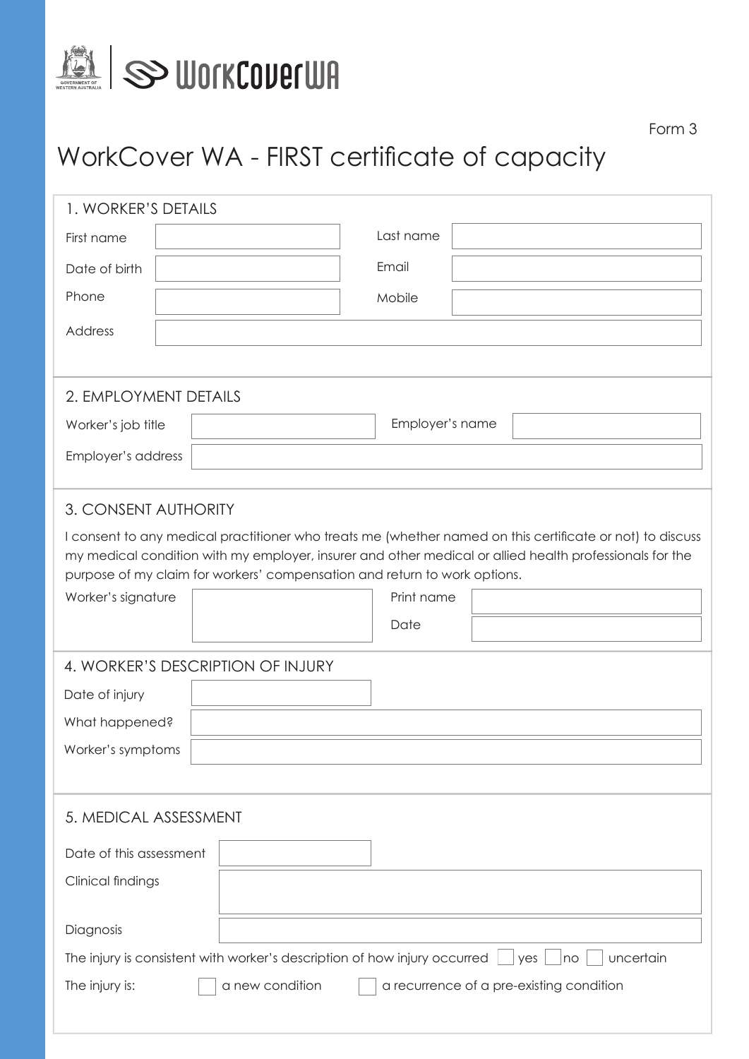WorkCoverWA

Form 3

# WorkCover WA - FIRST certificate of capacity

## 1. WORKER'S DETAILS

| | | | |
|---|---|---|---|
| First name | | Last name | |
| Date of birth | | Email | |
| Phone | | Mobile | |
| Address | | | |

## 2. EMPLOYMENT DETAILS

| | | | |
|---|---|---|---|
| Worker's job title | | Employer's name | |
| Employer's address | | | |

## 3. CONSENT AUTHORITY

I consent to any medical practitioner who treats me (whether named on this certificate or not) to discuss my medical condition with my employer, insurer and other medical or allied health professionals for the purpose of my claim for workers' compensation and return to work options.

| | | | |
|---|---|---|---|
| Worker's signature | | Print name | |
| | | Date | |

## 4. WORKER'S DESCRIPTION OF INJURY

| | |
|---|---|
| Date of injury | |
| What happened? | |
| Worker's symptoms | |

## 5. MEDICAL ASSESSMENT

| | |
|---|---|
| Date of this assessment | |
| Clinical findings | |
| Diagnosis | |

The injury is consistent with worker's description of how injury occurred ☐ yes ☐ no ☐ uncertain

The injury is: ☐ a new condition ☐ a recurrence of a pre-existing condition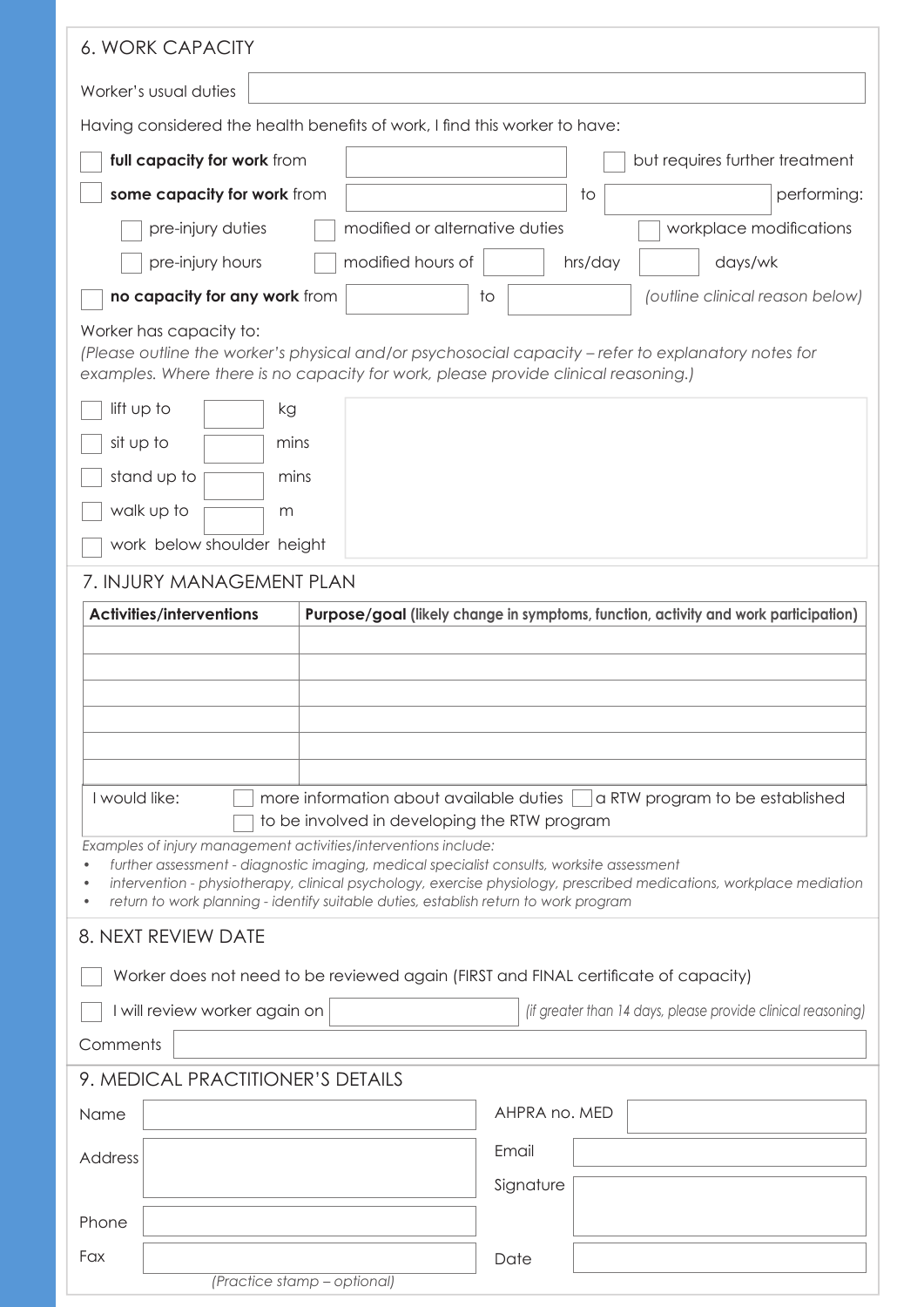## 6. WORK CAPACITY

Worker's usual duties

Having considered the health benefits of work, I find this worker to have:

☐ **full capacity for work** from ☐ but requires further treatment

☐ **some capacity for work** from to performing:

☐ pre-injury duties ☐ modified or alternative duties ☐ workplace modifications

☐ pre-injury hours ☐ modified hours of hrs/day days/wk

☐ **no capacity for any work** from to *(outline clinical reason below)*

Worker has capacity to:

*(Please outline the worker's physical and/or psychosocial capacity – refer to explanatory notes for examples. Where there is no capacity for work, please provide clinical reasoning.)*

☐ lift up to kg

☐ sit up to mins

☐ stand up to mins

☐ walk up to m

☐ work below shoulder height

## 7. INJURY MANAGEMENT PLAN

| Activities/interventions | Purpose/goal (likely change in symptoms, function, activity and work participation) |
|---|---|
| | |
| | |
| | |
| | |
| | |
| | |

I would like: ☐ more information about available duties ☐ a RTW program to be established ☐ to be involved in developing the RTW program

*Examples of injury management activities/interventions include:*

- *further assessment - diagnostic imaging, medical specialist consults, worksite assessment*
- *intervention - physiotherapy, clinical psychology, exercise physiology, prescribed medications, workplace mediation*
- *return to work planning - identify suitable duties, establish return to work program*

## 8. NEXT REVIEW DATE

☐ Worker does not need to be reviewed again (FIRST and FINAL certificate of capacity)

☐ I will review worker again on *(if greater than 14 days, please provide clinical reasoning)*

Comments

## 9. MEDICAL PRACTITIONER'S DETAILS

Name

AHPRA no. MED

Address

Email

Signature

Phone

Fax

Date

*(Practice stamp – optional)*